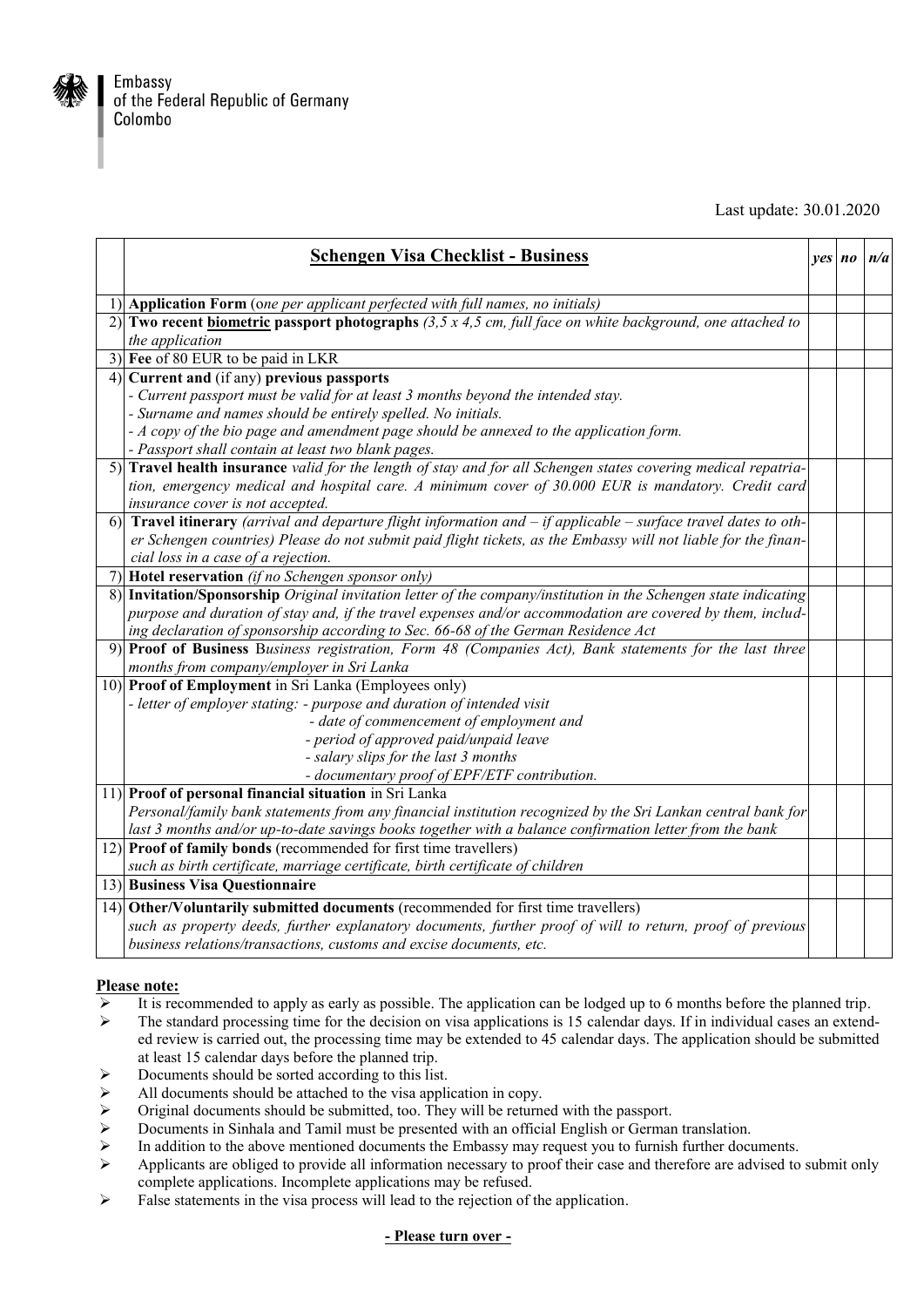Embassy
of the Federal Republic of Germany
Colombo

Last update: 30.01.2020

| | **Schengen Visa Checklist - Business** | *yes* | *no* | *n/a* |
|---|---|---|---|---|
| 1) | **Application Form** (*one per applicant perfected with full names, no initials)* | | | |
| 2) | **Two recent biometric passport photographs** *(3,5 x 4,5 cm, full face on white background, one attached to the application* | | | |
| 3) | **Fee** of 80 EUR to be paid in LKR | | | |
| 4) | **Current and** (if any) **previous passports**<br>*- Current passport must be valid for at least 3 months beyond the intended stay.*<br>*- Surname and names should be entirely spelled. No initials.*<br>*- A copy of the bio page and amendment page should be annexed to the application form.*<br>*- Passport shall contain at least two blank pages.* | | | |
| 5) | **Travel health insurance** *valid for the length of stay and for all Schengen states covering medical repatriation, emergency medical and hospital care. A minimum cover of 30.000 EUR is mandatory. Credit card insurance cover is not accepted.* | | | |
| 6) | **Travel itinerary** *(arrival and departure flight information and – if applicable – surface travel dates to other Schengen countries) Please do not submit paid flight tickets, as the Embassy will not liable for the financial loss in a case of a rejection.* | | | |
| 7) | **Hotel reservation** *(if no Schengen sponsor only)* | | | |
| 8) | **Invitation/Sponsorship** *Original invitation letter of the company/institution in the Schengen state indicating purpose and duration of stay and, if the travel expenses and/or accommodation are covered by them, including declaration of sponsorship according to Sec. 66-68 of the German Residence Act* | | | |
| 9) | **Proof of Business** *Business registration, Form 48 (Companies Act), Bank statements for the last three months from company/employer in Sri Lanka* | | | |
| 10) | **Proof of Employment** in Sri Lanka (Employees only)<br>*- letter of employer stating: - purpose and duration of intended visit*<br>*- date of commencement of employment and*<br>*- period of approved paid/unpaid leave*<br>*- salary slips for the last 3 months*<br>*- documentary proof of EPF/ETF contribution.* | | | |
| 11) | **Proof of personal financial situation** in Sri Lanka<br>*Personal/family bank statements from any financial institution recognized by the Sri Lankan central bank for last 3 months and/or up-to-date savings books together with a balance confirmation letter from the bank* | | | |
| 12) | **Proof of family bonds** (recommended for first time travellers)<br>*such as birth certificate, marriage certificate, birth certificate of children* | | | |
| 13) | **Business Visa Questionnaire** | | | |
| 14) | **Other/Voluntarily submitted documents** (recommended for first time travellers)<br>*such as property deeds, further explanatory documents, further proof of will to return, proof of previous business relations/transactions, customs and excise documents, etc.* | | | |

**Please note:**

- It is recommended to apply as early as possible. The application can be lodged up to 6 months before the planned trip.
- The standard processing time for the decision on visa applications is 15 calendar days. If in individual cases an extended review is carried out, the processing time may be extended to 45 calendar days. The application should be submitted at least 15 calendar days before the planned trip.
- Documents should be sorted according to this list.
- All documents should be attached to the visa application in copy.
- Original documents should be submitted, too. They will be returned with the passport.
- Documents in Sinhala and Tamil must be presented with an official English or German translation.
- In addition to the above mentioned documents the Embassy may request you to furnish further documents.
- Applicants are obliged to provide all information necessary to proof their case and therefore are advised to submit only complete applications. Incomplete applications may be refused.
- False statements in the visa process will lead to the rejection of the application.

**- Please turn over -**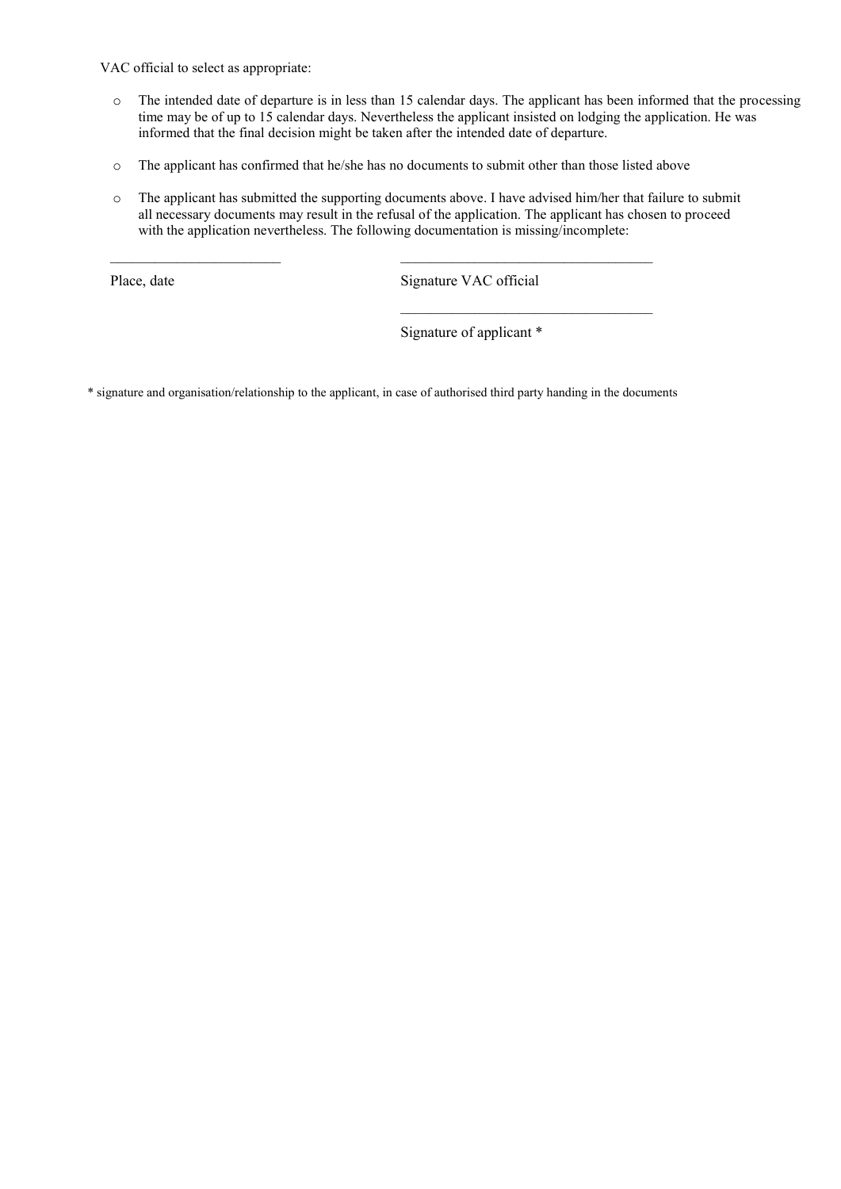VAC official to select as appropriate:

- o The intended date of departure is in less than 15 calendar days. The applicant has been informed that the processing time may be of up to 15 calendar days. Nevertheless the applicant insisted on lodging the application. He was informed that the final decision might be taken after the intended date of departure.
- o The applicant has confirmed that he/she has no documents to submit other than those listed above
- o The applicant has submitted the supporting documents above. I have advised him/her that failure to submit all necessary documents may result in the refusal of the application. The applicant has chosen to proceed with the application nevertheless. The following documentation is missing/incomplete:

________________________ ___________________________________

Place, date Signature VAC official

___________________________________

Signature of applicant *

* signature and organisation/relationship to the applicant, in case of authorised third party handing in the documents